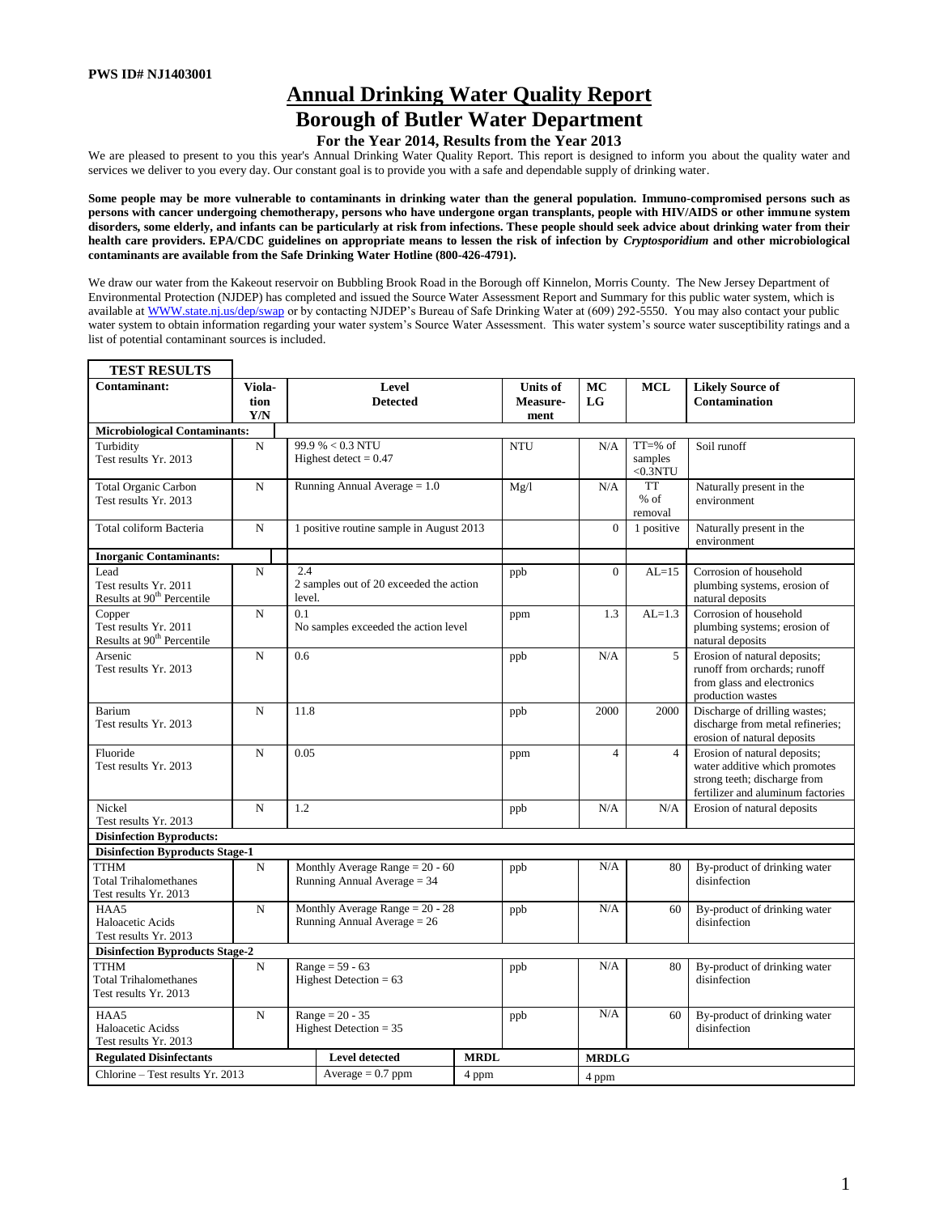**PWS ID# NJ1403001**

# Annual Drinking Water Quality Report
# Borough of Butler Water Department

### For the Year 2014, Results from the Year 2013

We are pleased to present to you this year's Annual Drinking Water Quality Report. This report is designed to inform you about the quality water and services we deliver to you every day. Our constant goal is to provide you with a safe and dependable supply of drinking water.

**Some people may be more vulnerable to contaminants in drinking water than the general population. Immuno-compromised persons such as persons with cancer undergoing chemotherapy, persons who have undergone organ transplants, people with HIV/AIDS or other immune system disorders, some elderly, and infants can be particularly at risk from infections. These people should seek advice about drinking water from their health care providers. EPA/CDC guidelines on appropriate means to lessen the risk of infection by *Cryptosporidium* and other microbiological contaminants are available from the Safe Drinking Water Hotline (800-426-4791).**

We draw our water from the Kakeout reservoir on Bubbling Brook Road in the Borough off Kinnelon, Morris County. The New Jersey Department of Environmental Protection (NJDEP) has completed and issued the Source Water Assessment Report and Summary for this public water system, which is available at WWW.state.nj.us/dep/swap or by contacting NJDEP's Bureau of Safe Drinking Water at (609) 292-5550. You may also contact your public water system to obtain information regarding your water system's Source Water Assessment. This water system's source water susceptibility ratings and a list of potential contaminant sources is included.

**TEST RESULTS**

| Contaminant: | Viola-tion Y/N | Level Detected | Units of Measure-ment | MCLG | MCL | Likely Source of Contamination |
|---|---|---|---|---|---|---|
| **Microbiological Contaminants:** | | | | | | |
| Turbidity<br>Test results Yr. 2013 | N | 99.9 % < 0.3 NTU<br>Highest detect = 0.47 | NTU | N/A | TT=% of samples <0.3NTU | Soil runoff |
| Total Organic Carbon<br>Test results Yr. 2013 | N | Running Annual Average = 1.0 | Mg/l | N/A | TT<br>% of removal | Naturally present in the environment |
| Total coliform Bacteria | N | 1 positive routine sample in August 2013 | | 0 | 1 positive | Naturally present in the environment |
| **Inorganic Contaminants:** | | | | | | |
| Lead<br>Test results Yr. 2011<br>Results at 90th Percentile | N | 2.4<br>2 samples out of 20 exceeded the action level. | ppb | 0 | AL=15 | Corrosion of household plumbing systems, erosion of natural deposits |
| Copper<br>Test results Yr. 2011<br>Results at 90th Percentile | N | 0.1<br>No samples exceeded the action level | ppm | 1.3 | AL=1.3 | Corrosion of household plumbing systems; erosion of natural deposits |
| Arsenic<br>Test results Yr. 2013 | N | 0.6 | ppb | N/A | 5 | Erosion of natural deposits; runoff from orchards; runoff from glass and electronics production wastes |
| Barium<br>Test results Yr. 2013 | N | 11.8 | ppb | 2000 | 2000 | Discharge of drilling wastes; discharge from metal refineries; erosion of natural deposits |
| Fluoride<br>Test results Yr. 2013 | N | 0.05 | ppm | 4 | 4 | Erosion of natural deposits; water additive which promotes strong teeth; discharge from fertilizer and aluminum factories |
| Nickel<br>Test results Yr. 2013 | N | 1.2 | ppb | N/A | N/A | Erosion of natural deposits |
| **Disinfection Byproducts:** | | | | | | |
| **Disinfection Byproducts Stage-1** | | | | | | |
| TTHM<br>Total Trihalomethanes<br>Test results Yr. 2013 | N | Monthly Average Range = 20 - 60<br>Running Annual Average = 34 | ppb | N/A | 80 | By-product of drinking water disinfection |
| HAA5<br>Haloacetic Acids<br>Test results Yr. 2013 | N | Monthly Average Range = 20 - 28<br>Running Annual Average = 26 | ppb | N/A | 60 | By-product of drinking water disinfection |
| **Disinfection Byproducts Stage-2** | | | | | | |
| TTHM<br>Total Trihalomethanes<br>Test results Yr. 2013 | N | Range = 59 - 63<br>Highest Detection = 63 | ppb | N/A | 80 | By-product of drinking water disinfection |
| HAA5<br>Haloacetic Acidss<br>Test results Yr. 2013 | N | Range = 20 - 35<br>Highest Detection = 35 | ppb | N/A | 60 | By-product of drinking water disinfection |

| Regulated Disinfectants | Level detected | MRDL | MRDLG |
|---|---|---|---|
| Chlorine – Test results Yr. 2013 | Average = 0.7 ppm | 4 ppm | 4 ppm |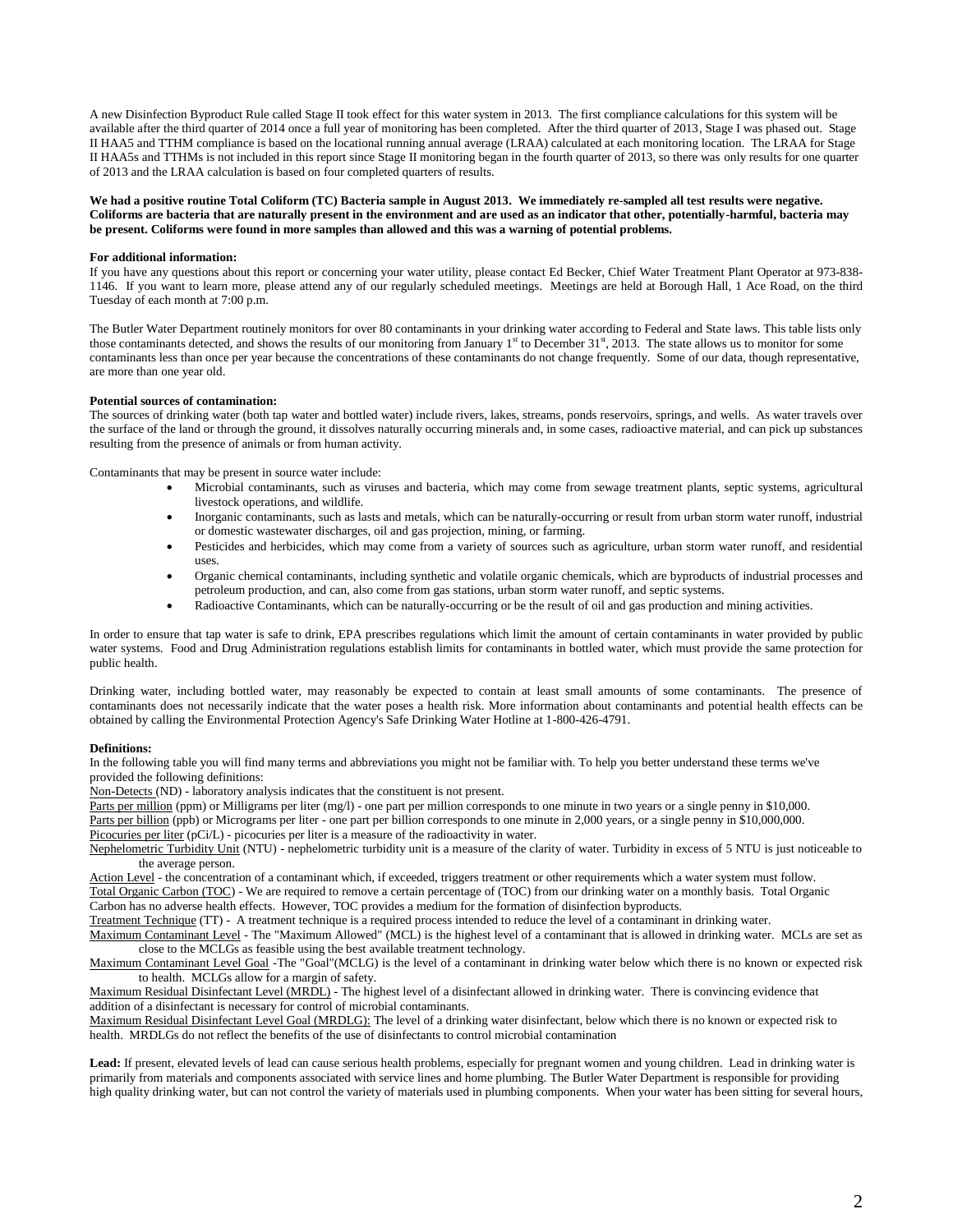A new Disinfection Byproduct Rule called Stage II took effect for this water system in 2013. The first compliance calculations for this system will be available after the third quarter of 2014 once a full year of monitoring has been completed. After the third quarter of 2013, Stage I was phased out. Stage II HAA5 and TTHM compliance is based on the locational running annual average (LRAA) calculated at each monitoring location. The LRAA for Stage II HAA5s and TTHMs is not included in this report since Stage II monitoring began in the fourth quarter of 2013, so there was only results for one quarter of 2013 and the LRAA calculation is based on four completed quarters of results.

**We had a positive routine Total Coliform (TC) Bacteria sample in August 2013. We immediately re-sampled all test results were negative. Coliforms are bacteria that are naturally present in the environment and are used as an indicator that other, potentially-harmful, bacteria may be present. Coliforms were found in more samples than allowed and this was a warning of potential problems.**

**For additional information:**
If you have any questions about this report or concerning your water utility, please contact Ed Becker, Chief Water Treatment Plant Operator at 973-838-1146. If you want to learn more, please attend any of our regularly scheduled meetings. Meetings are held at Borough Hall, 1 Ace Road, on the third Tuesday of each month at 7:00 p.m.

The Butler Water Department routinely monitors for over 80 contaminants in your drinking water according to Federal and State laws. This table lists only those contaminants detected, and shows the results of our monitoring from January 1st to December 31st, 2013. The state allows us to monitor for some contaminants less than once per year because the concentrations of these contaminants do not change frequently. Some of our data, though representative, are more than one year old.

**Potential sources of contamination:**
The sources of drinking water (both tap water and bottled water) include rivers, lakes, streams, ponds reservoirs, springs, and wells. As water travels over the surface of the land or through the ground, it dissolves naturally occurring minerals and, in some cases, radioactive material, and can pick up substances resulting from the presence of animals or from human activity.

Contaminants that may be present in source water include:

- Microbial contaminants, such as viruses and bacteria, which may come from sewage treatment plants, septic systems, agricultural livestock operations, and wildlife.
- Inorganic contaminants, such as lasts and metals, which can be naturally-occurring or result from urban storm water runoff, industrial or domestic wastewater discharges, oil and gas projection, mining, or farming.
- Pesticides and herbicides, which may come from a variety of sources such as agriculture, urban storm water runoff, and residential uses.
- Organic chemical contaminants, including synthetic and volatile organic chemicals, which are byproducts of industrial processes and petroleum production, and can, also come from gas stations, urban storm water runoff, and septic systems.
- Radioactive Contaminants, which can be naturally-occurring or be the result of oil and gas production and mining activities.

In order to ensure that tap water is safe to drink, EPA prescribes regulations which limit the amount of certain contaminants in water provided by public water systems. Food and Drug Administration regulations establish limits for contaminants in bottled water, which must provide the same protection for public health.

Drinking water, including bottled water, may reasonably be expected to contain at least small amounts of some contaminants. The presence of contaminants does not necessarily indicate that the water poses a health risk. More information about contaminants and potential health effects can be obtained by calling the Environmental Protection Agency's Safe Drinking Water Hotline at 1-800-426-4791.

**Definitions:**
In the following table you will find many terms and abbreviations you might not be familiar with. To help you better understand these terms we've provided the following definitions:

Non-Detects (ND) - laboratory analysis indicates that the constituent is not present.

Parts per million (ppm) or Milligrams per liter (mg/l) - one part per million corresponds to one minute in two years or a single penny in $10,000.

Parts per billion (ppb) or Micrograms per liter - one part per billion corresponds to one minute in 2,000 years, or a single penny in $10,000,000.

Picocuries per liter (pCi/L) - picocuries per liter is a measure of the radioactivity in water.

Nephelometric Turbidity Unit (NTU) - nephelometric turbidity unit is a measure of the clarity of water. Turbidity in excess of 5 NTU is just noticeable to the average person.

Action Level - the concentration of a contaminant which, if exceeded, triggers treatment or other requirements which a water system must follow.

Total Organic Carbon (TOC) - We are required to remove a certain percentage of (TOC) from our drinking water on a monthly basis. Total Organic Carbon has no adverse health effects. However, TOC provides a medium for the formation of disinfection byproducts.

Treatment Technique (TT) - A treatment technique is a required process intended to reduce the level of a contaminant in drinking water.

Maximum Contaminant Level - The "Maximum Allowed" (MCL) is the highest level of a contaminant that is allowed in drinking water. MCLs are set as close to the MCLGs as feasible using the best available treatment technology.

Maximum Contaminant Level Goal -The "Goal"(MCLG) is the level of a contaminant in drinking water below which there is no known or expected risk to health. MCLGs allow for a margin of safety.

Maximum Residual Disinfectant Level (MRDL) - The highest level of a disinfectant allowed in drinking water. There is convincing evidence that addition of a disinfectant is necessary for control of microbial contaminants.

Maximum Residual Disinfectant Level Goal (MRDLG): The level of a drinking water disinfectant, below which there is no known or expected risk to health. MRDLGs do not reflect the benefits of the use of disinfectants to control microbial contamination

**Lead:** If present, elevated levels of lead can cause serious health problems, especially for pregnant women and young children. Lead in drinking water is primarily from materials and components associated with service lines and home plumbing. The Butler Water Department is responsible for providing high quality drinking water, but can not control the variety of materials used in plumbing components. When your water has been sitting for several hours,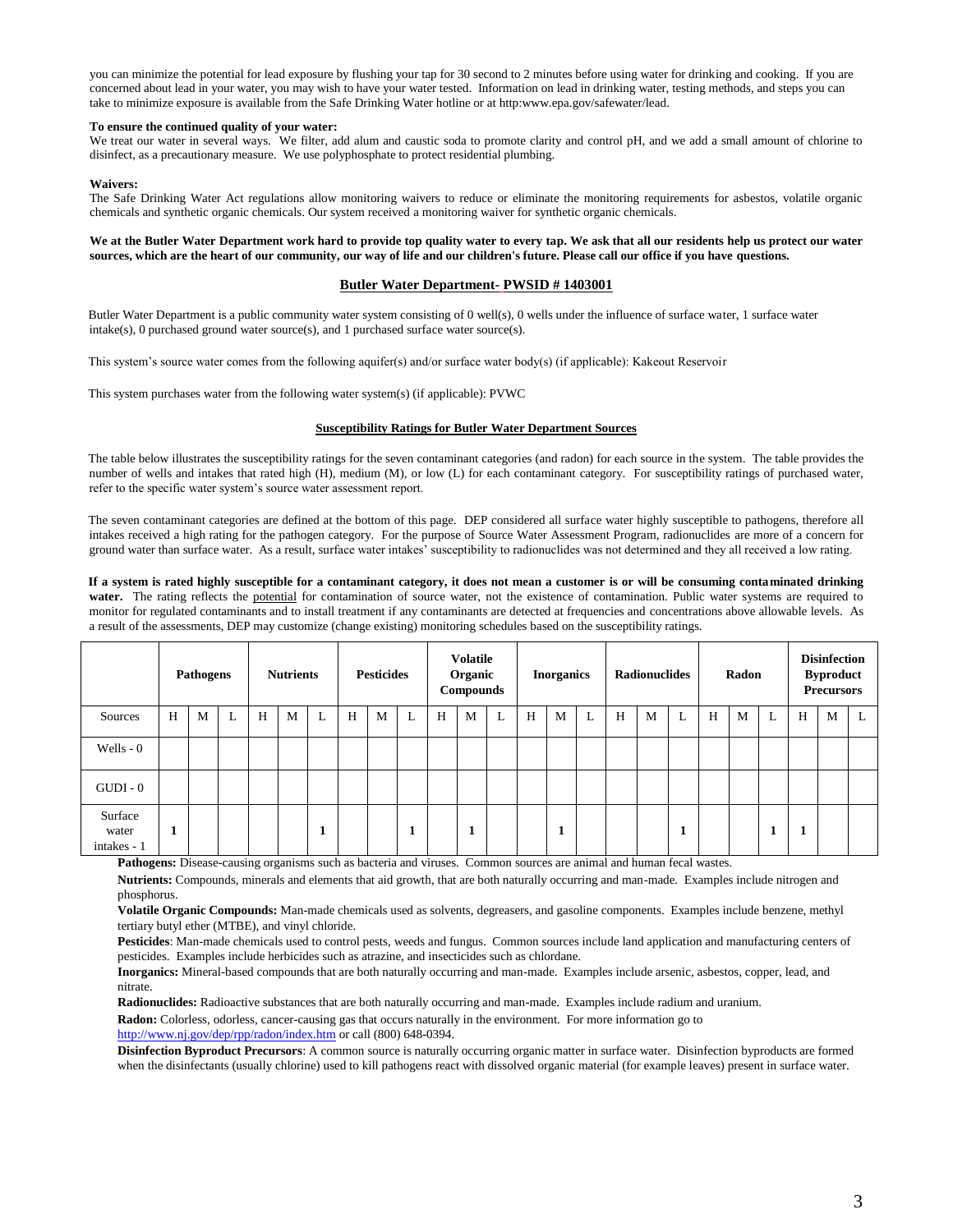you can minimize the potential for lead exposure by flushing your tap for 30 second to 2 minutes before using water for drinking and cooking. If you are concerned about lead in your water, you may wish to have your water tested. Information on lead in drinking water, testing methods, and steps you can take to minimize exposure is available from the Safe Drinking Water hotline or at http:www.epa.gov/safewater/lead.

**To ensure the continued quality of your water:**
We treat our water in several ways. We filter, add alum and caustic soda to promote clarity and control pH, and we add a small amount of chlorine to disinfect, as a precautionary measure. We use polyphosphate to protect residential plumbing.

**Waivers:**
The Safe Drinking Water Act regulations allow monitoring waivers to reduce or eliminate the monitoring requirements for asbestos, volatile organic chemicals and synthetic organic chemicals. Our system received a monitoring waiver for synthetic organic chemicals.

**We at the Butler Water Department work hard to provide top quality water to every tap. We ask that all our residents help us protect our water sources, which are the heart of our community, our way of life and our children's future. Please call our office if you have questions.**

## Butler Water Department- PWSID # 1403001

Butler Water Department is a public community water system consisting of 0 well(s), 0 wells under the influence of surface water, 1 surface water intake(s), 0 purchased ground water source(s), and 1 purchased surface water source(s).

This system's source water comes from the following aquifer(s) and/or surface water body(s) (if applicable): Kakeout Reservoir

This system purchases water from the following water system(s) (if applicable): PVWC

### Susceptibility Ratings for Butler Water Department Sources

The table below illustrates the susceptibility ratings for the seven contaminant categories (and radon) for each source in the system. The table provides the number of wells and intakes that rated high (H), medium (M), or low (L) for each contaminant category. For susceptibility ratings of purchased water, refer to the specific water system's source water assessment report.

The seven contaminant categories are defined at the bottom of this page. DEP considered all surface water highly susceptible to pathogens, therefore all intakes received a high rating for the pathogen category. For the purpose of Source Water Assessment Program, radionuclides are more of a concern for ground water than surface water. As a result, surface water intakes' susceptibility to radionuclides was not determined and they all received a low rating.

**If a system is rated highly susceptible for a contaminant category, it does not mean a customer is or will be consuming contaminated drinking water.** The rating reflects the potential for contamination of source water, not the existence of contamination. Public water systems are required to monitor for regulated contaminants and to install treatment if any contaminants are detected at frequencies and concentrations above allowable levels. As a result of the assessments, DEP may customize (change existing) monitoring schedules based on the susceptibility ratings.

| | Pathogens | | | Nutrients | | | Pesticides | | | Volatile Organic Compounds | | | Inorganics | | | Radionuclides | | | Radon | | | Disinfection Byproduct Precursors | | |
|---|---|---|---|---|---|---|---|---|---|---|---|---|---|---|---|---|---|---|---|---|---|---|---|---|
| Sources | H | M | L | H | M | L | H | M | L | H | M | L | H | M | L | H | M | L | H | M | L | H | M | L |
| Wells - 0 | | | | | | | | | | | | | | | | | | | | | | | | |
| GUDI - 0 | | | | | | | | | | | | | | | | | | | | | | | | |
| Surface water intakes - 1 | **1** | | | | | **1** | | | **1** | | **1** | | | **1** | | | | **1** | | | **1** | **1** | | |

**Pathogens:** Disease-causing organisms such as bacteria and viruses. Common sources are animal and human fecal wastes.

**Nutrients:** Compounds, minerals and elements that aid growth, that are both naturally occurring and man-made. Examples include nitrogen and phosphorus.

**Volatile Organic Compounds:** Man-made chemicals used as solvents, degreasers, and gasoline components. Examples include benzene, methyl tertiary butyl ether (MTBE), and vinyl chloride.

**Pesticides**: Man-made chemicals used to control pests, weeds and fungus. Common sources include land application and manufacturing centers of pesticides. Examples include herbicides such as atrazine, and insecticides such as chlordane.

**Inorganics:** Mineral-based compounds that are both naturally occurring and man-made. Examples include arsenic, asbestos, copper, lead, and nitrate.

**Radionuclides:** Radioactive substances that are both naturally occurring and man-made. Examples include radium and uranium.

**Radon:** Colorless, odorless, cancer-causing gas that occurs naturally in the environment. For more information go to http://www.nj.gov/dep/rpp/radon/index.htm or call (800) 648-0394.

**Disinfection Byproduct Precursors**: A common source is naturally occurring organic matter in surface water. Disinfection byproducts are formed when the disinfectants (usually chlorine) used to kill pathogens react with dissolved organic material (for example leaves) present in surface water.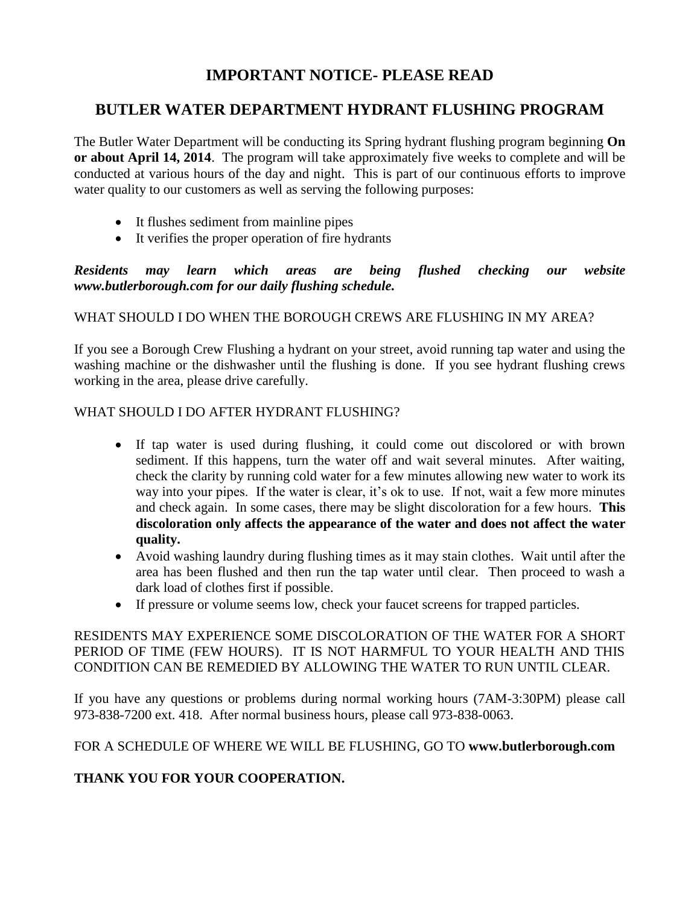# IMPORTANT NOTICE- PLEASE READ

## BUTLER WATER DEPARTMENT HYDRANT FLUSHING PROGRAM

The Butler Water Department will be conducting its Spring hydrant flushing program beginning **On or about April 14, 2014**. The program will take approximately five weeks to complete and will be conducted at various hours of the day and night. This is part of our continuous efforts to improve water quality to our customers as well as serving the following purposes:

- It flushes sediment from mainline pipes
- It verifies the proper operation of fire hydrants

***Residents may learn which areas are being flushed checking our website www.butlerborough.com for our daily flushing schedule.***

WHAT SHOULD I DO WHEN THE BOROUGH CREWS ARE FLUSHING IN MY AREA?

If you see a Borough Crew Flushing a hydrant on your street, avoid running tap water and using the washing machine or the dishwasher until the flushing is done. If you see hydrant flushing crews working in the area, please drive carefully.

WHAT SHOULD I DO AFTER HYDRANT FLUSHING?

- If tap water is used during flushing, it could come out discolored or with brown sediment. If this happens, turn the water off and wait several minutes. After waiting, check the clarity by running cold water for a few minutes allowing new water to work its way into your pipes. If the water is clear, it's ok to use. If not, wait a few more minutes and check again. In some cases, there may be slight discoloration for a few hours. **This discoloration only affects the appearance of the water and does not affect the water quality.**
- Avoid washing laundry during flushing times as it may stain clothes. Wait until after the area has been flushed and then run the tap water until clear. Then proceed to wash a dark load of clothes first if possible.
- If pressure or volume seems low, check your faucet screens for trapped particles.

RESIDENTS MAY EXPERIENCE SOME DISCOLORATION OF THE WATER FOR A SHORT PERIOD OF TIME (FEW HOURS). IT IS NOT HARMFUL TO YOUR HEALTH AND THIS CONDITION CAN BE REMEDIED BY ALLOWING THE WATER TO RUN UNTIL CLEAR.

If you have any questions or problems during normal working hours (7AM-3:30PM) please call 973-838-7200 ext. 418. After normal business hours, please call 973-838-0063.

FOR A SCHEDULE OF WHERE WE WILL BE FLUSHING, GO TO **www.butlerborough.com**

**THANK YOU FOR YOUR COOPERATION.**